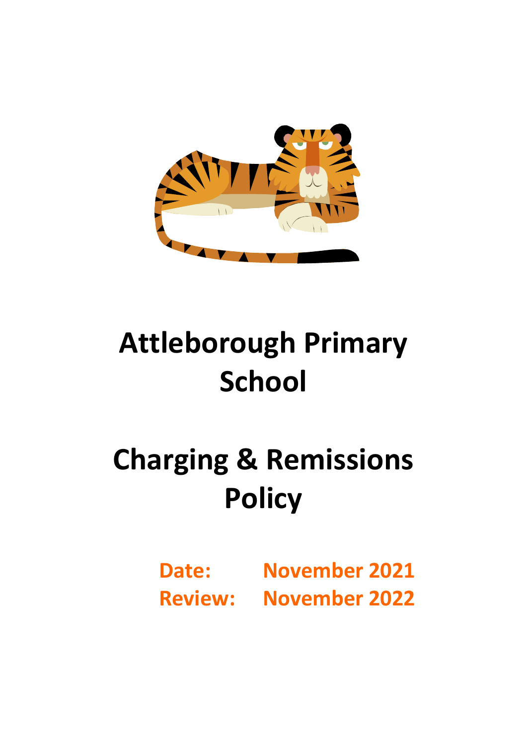# Attleborough Primary School

# Charging & Remissions Policy

**Date: November 2021**
**Review: November 2022**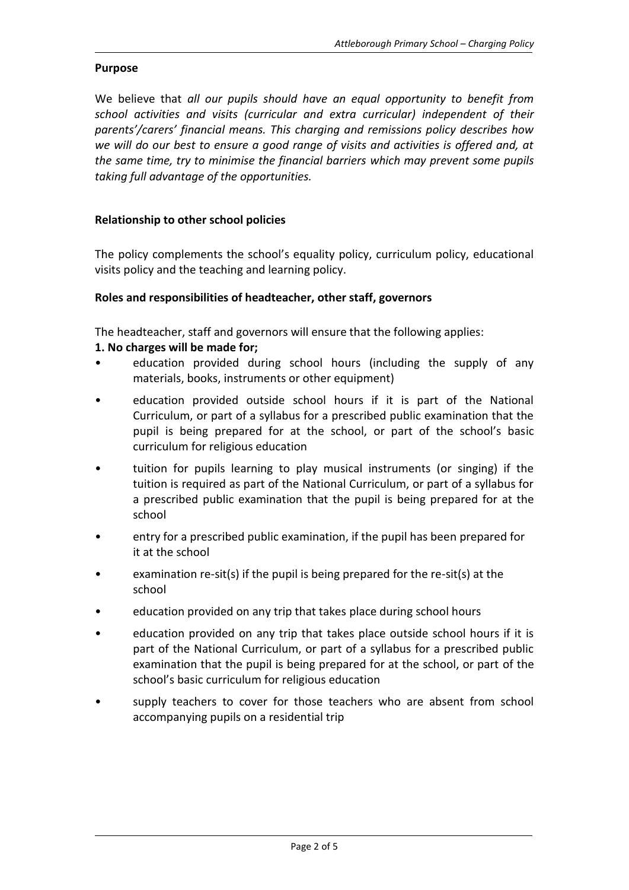**Purpose**

We believe that *all our pupils should have an equal opportunity to benefit from school activities and visits (curricular and extra curricular) independent of their parents'/carers' financial means. This charging and remissions policy describes how we will do our best to ensure a good range of visits and activities is offered and, at the same time, try to minimise the financial barriers which may prevent some pupils taking full advantage of the opportunities.*

**Relationship to other school policies**

The policy complements the school's equality policy, curriculum policy, educational visits policy and the teaching and learning policy.

**Roles and responsibilities of headteacher, other staff, governors**

The headteacher, staff and governors will ensure that the following applies:

**1. No charges will be made for;**

- education provided during school hours (including the supply of any materials, books, instruments or other equipment)
- education provided outside school hours if it is part of the National Curriculum, or part of a syllabus for a prescribed public examination that the pupil is being prepared for at the school, or part of the school's basic curriculum for religious education
- tuition for pupils learning to play musical instruments (or singing) if the tuition is required as part of the National Curriculum, or part of a syllabus for a prescribed public examination that the pupil is being prepared for at the school
- entry for a prescribed public examination, if the pupil has been prepared for it at the school
- examination re-sit(s) if the pupil is being prepared for the re-sit(s) at the school
- education provided on any trip that takes place during school hours
- education provided on any trip that takes place outside school hours if it is part of the National Curriculum, or part of a syllabus for a prescribed public examination that the pupil is being prepared for at the school, or part of the school's basic curriculum for religious education
- supply teachers to cover for those teachers who are absent from school accompanying pupils on a residential trip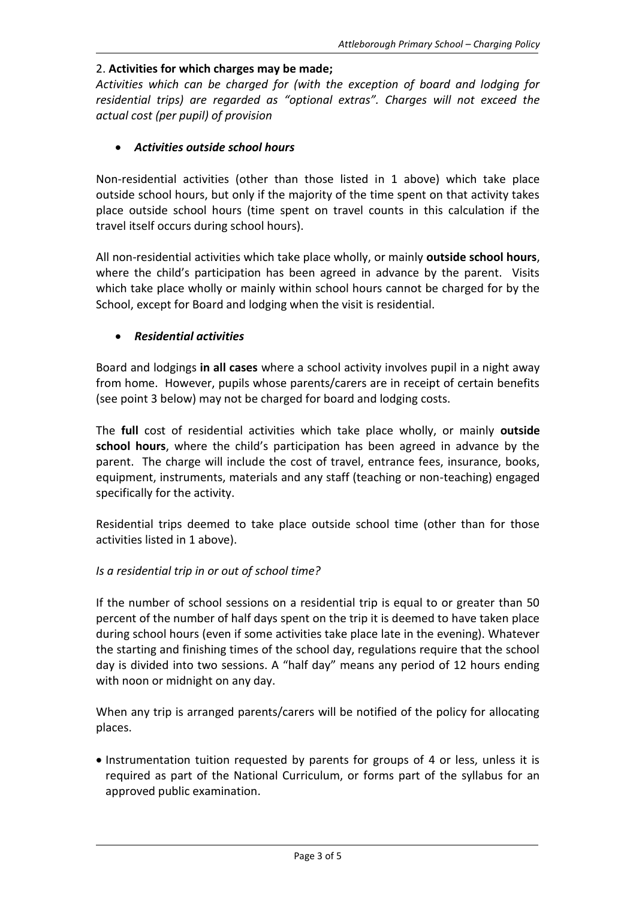## 2. **Activities for which charges may be made;**

*Activities which can be charged for (with the exception of board and lodging for residential trips) are regarded as "optional extras". Charges will not exceed the actual cost (per pupil) of provision*

- ***Activities outside school hours***

Non-residential activities (other than those listed in 1 above) which take place outside school hours, but only if the majority of the time spent on that activity takes place outside school hours (time spent on travel counts in this calculation if the travel itself occurs during school hours).

All non-residential activities which take place wholly, or mainly **outside school hours**, where the child's participation has been agreed in advance by the parent. Visits which take place wholly or mainly within school hours cannot be charged for by the School, except for Board and lodging when the visit is residential.

- ***Residential activities***

Board and lodgings **in all cases** where a school activity involves pupil in a night away from home. However, pupils whose parents/carers are in receipt of certain benefits (see point 3 below) may not be charged for board and lodging costs.

The **full** cost of residential activities which take place wholly, or mainly **outside school hours**, where the child's participation has been agreed in advance by the parent. The charge will include the cost of travel, entrance fees, insurance, books, equipment, instruments, materials and any staff (teaching or non-teaching) engaged specifically for the activity.

Residential trips deemed to take place outside school time (other than for those activities listed in 1 above).

*Is a residential trip in or out of school time?*

If the number of school sessions on a residential trip is equal to or greater than 50 percent of the number of half days spent on the trip it is deemed to have taken place during school hours (even if some activities take place late in the evening). Whatever the starting and finishing times of the school day, regulations require that the school day is divided into two sessions. A "half day" means any period of 12 hours ending with noon or midnight on any day.

When any trip is arranged parents/carers will be notified of the policy for allocating places.

- Instrumentation tuition requested by parents for groups of 4 or less, unless it is required as part of the National Curriculum, or forms part of the syllabus for an approved public examination.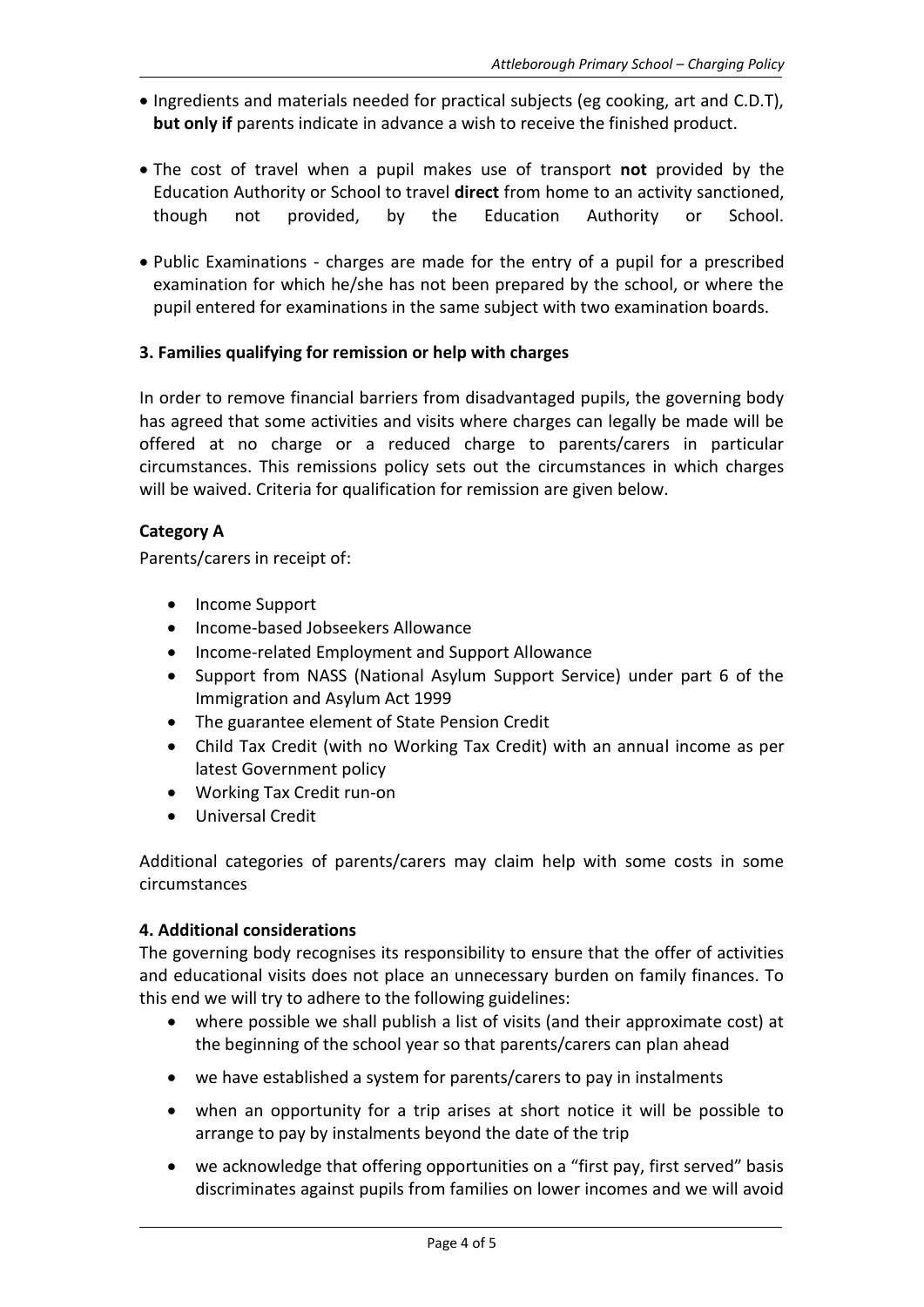- Ingredients and materials needed for practical subjects (eg cooking, art and C.D.T), **but only if** parents indicate in advance a wish to receive the finished product.

- The cost of travel when a pupil makes use of transport **not** provided by the Education Authority or School to travel **direct** from home to an activity sanctioned, though not provided, by the Education Authority or School.

- Public Examinations - charges are made for the entry of a pupil for a prescribed examination for which he/she has not been prepared by the school, or where the pupil entered for examinations in the same subject with two examination boards.

### 3. Families qualifying for remission or help with charges

In order to remove financial barriers from disadvantaged pupils, the governing body has agreed that some activities and visits where charges can legally be made will be offered at no charge or a reduced charge to parents/carers in particular circumstances. This remissions policy sets out the circumstances in which charges will be waived. Criteria for qualification for remission are given below.

#### Category A

Parents/carers in receipt of:

- Income Support
- Income-based Jobseekers Allowance
- Income-related Employment and Support Allowance
- Support from NASS (National Asylum Support Service) under part 6 of the Immigration and Asylum Act 1999
- The guarantee element of State Pension Credit
- Child Tax Credit (with no Working Tax Credit) with an annual income as per latest Government policy
- Working Tax Credit run-on
- Universal Credit

Additional categories of parents/carers may claim help with some costs in some circumstances

### 4. Additional considerations

The governing body recognises its responsibility to ensure that the offer of activities and educational visits does not place an unnecessary burden on family finances. To this end we will try to adhere to the following guidelines:

- where possible we shall publish a list of visits (and their approximate cost) at the beginning of the school year so that parents/carers can plan ahead
- we have established a system for parents/carers to pay in instalments
- when an opportunity for a trip arises at short notice it will be possible to arrange to pay by instalments beyond the date of the trip
- we acknowledge that offering opportunities on a "first pay, first served" basis discriminates against pupils from families on lower incomes and we will avoid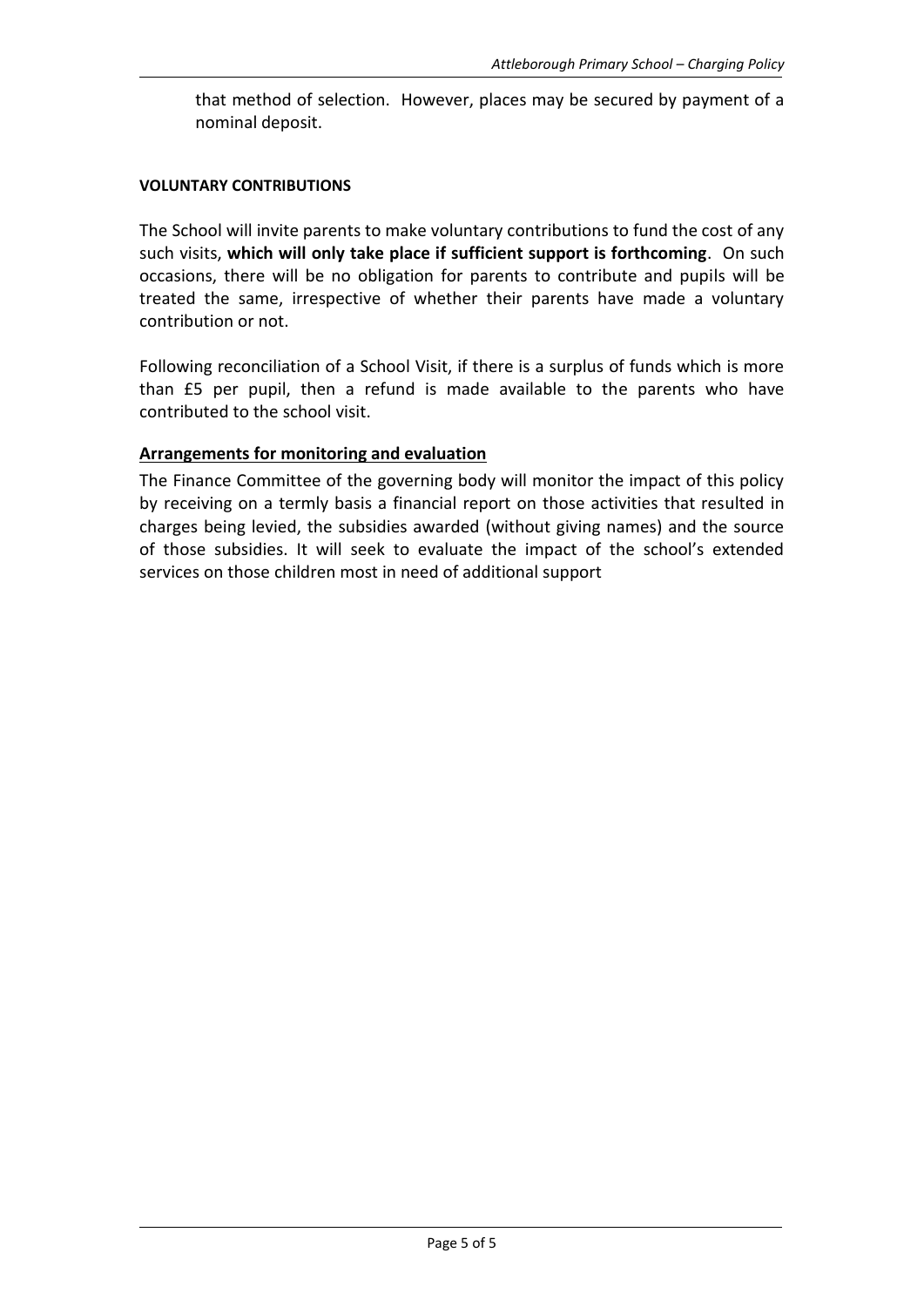that method of selection. However, places may be secured by payment of a nominal deposit.

**VOLUNTARY CONTRIBUTIONS**

The School will invite parents to make voluntary contributions to fund the cost of any such visits, **which will only take place if sufficient support is forthcoming**. On such occasions, there will be no obligation for parents to contribute and pupils will be treated the same, irrespective of whether their parents have made a voluntary contribution or not.

Following reconciliation of a School Visit, if there is a surplus of funds which is more than £5 per pupil, then a refund is made available to the parents who have contributed to the school visit.

**Arrangements for monitoring and evaluation**

The Finance Committee of the governing body will monitor the impact of this policy by receiving on a termly basis a financial report on those activities that resulted in charges being levied, the subsidies awarded (without giving names) and the source of those subsidies. It will seek to evaluate the impact of the school's extended services on those children most in need of additional support